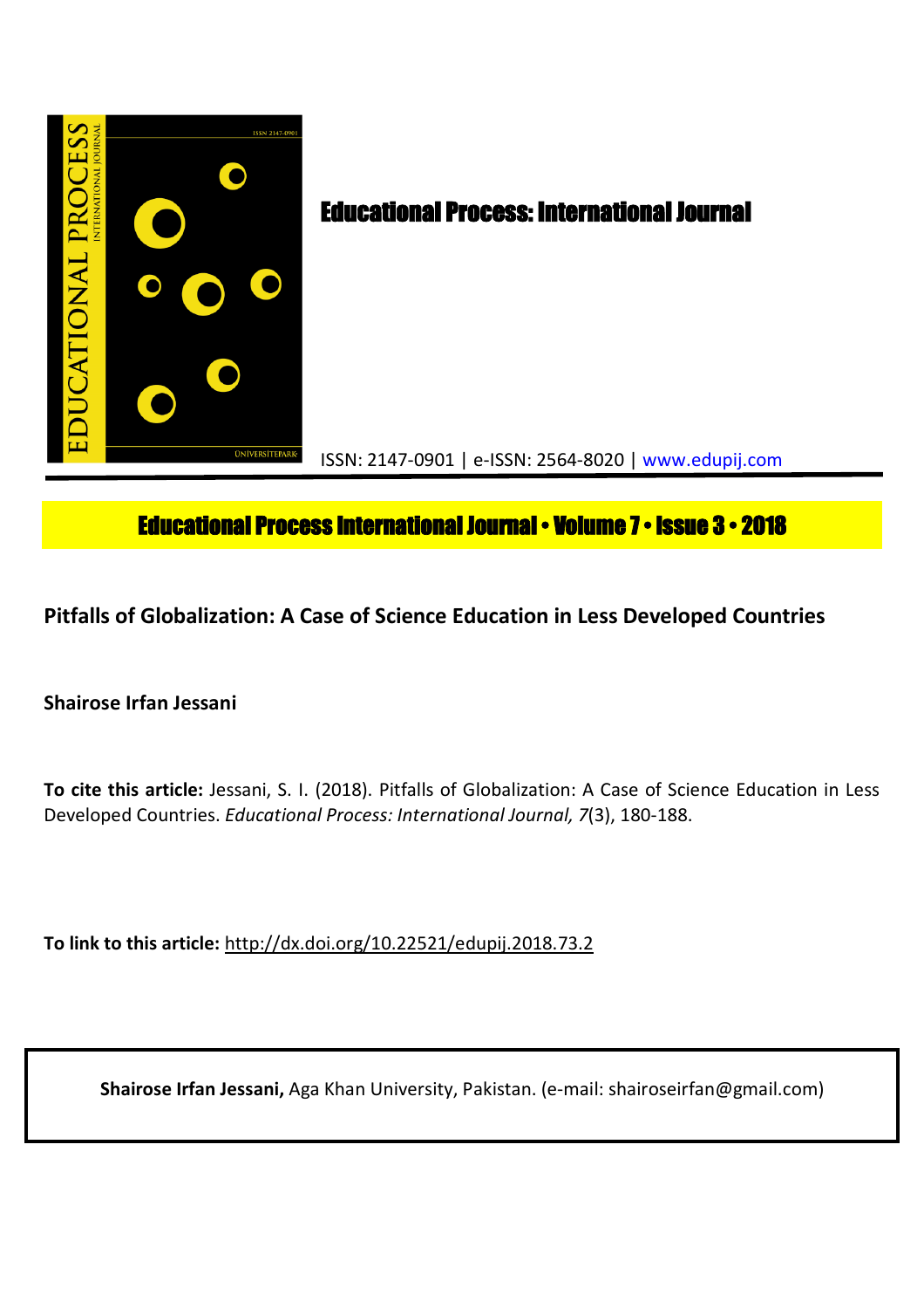# Educational Process: International Journal

ISSN: 2147-0901 | e-ISSN: 2564-8020 | www.edupij.com

**Educational Process International Journal • Volume 7 • Issue 3 • 2018**

## Pitfalls of Globalization: A Case of Science Education in Less Developed Countries

**Shairose Irfan Jessani**

**To cite this article:** Jessani, S. I. (2018). Pitfalls of Globalization: A Case of Science Education in Less Developed Countries. *Educational Process: International Journal, 7*(3), 180-188.

**To link to this article:** http://dx.doi.org/10.22521/edupij.2018.73.2

**Shairose Irfan Jessani,** Aga Khan University, Pakistan. (e-mail: shairoseirfan@gmail.com)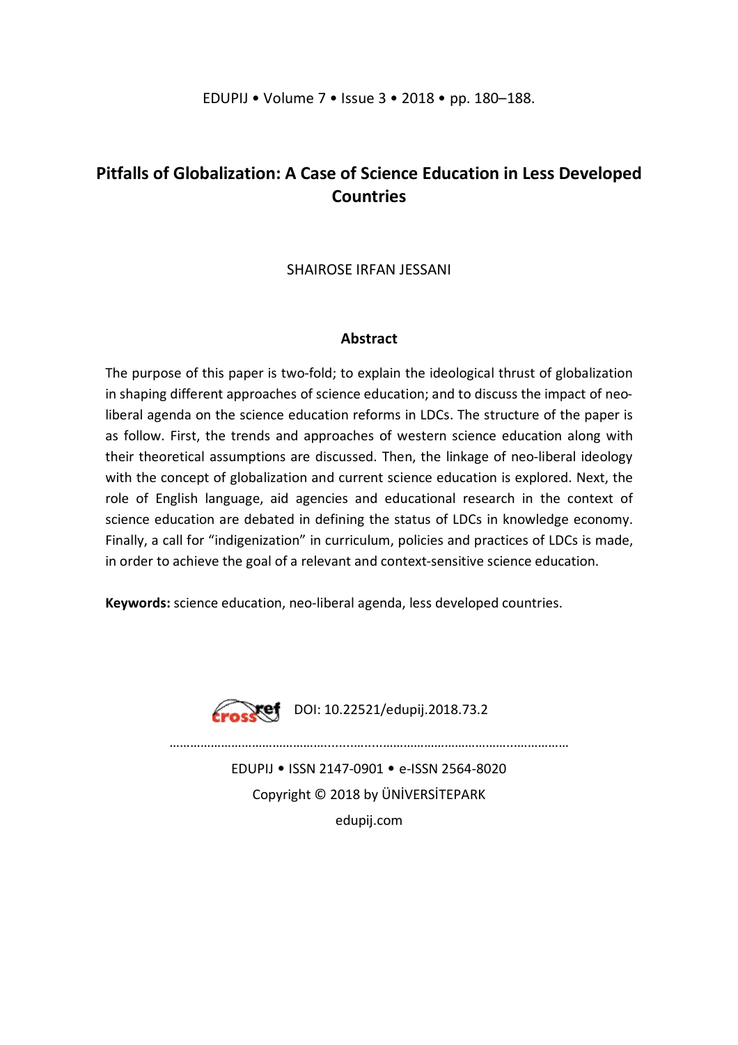# Pitfalls of Globalization: A Case of Science Education in Less Developed Countries

SHAIROSE IRFAN JESSANI

## Abstract

The purpose of this paper is two-fold; to explain the ideological thrust of globalization in shaping different approaches of science education; and to discuss the impact of neo-liberal agenda on the science education reforms in LDCs. The structure of the paper is as follow. First, the trends and approaches of western science education along with their theoretical assumptions are discussed. Then, the linkage of neo-liberal ideology with the concept of globalization and current science education is explored. Next, the role of English language, aid agencies and educational research in the context of science education are debated in defining the status of LDCs in knowledge economy. Finally, a call for "indigenization" in curriculum, policies and practices of LDCs is made, in order to achieve the goal of a relevant and context-sensitive science education.

**Keywords:** science education, neo-liberal agenda, less developed countries.

DOI: 10.22521/edupij.2018.73.2

EDUPIJ • ISSN 2147-0901 • e-ISSN 2564-8020

Copyright © 2018 by ÜNİVERSİTEPARK

edupij.com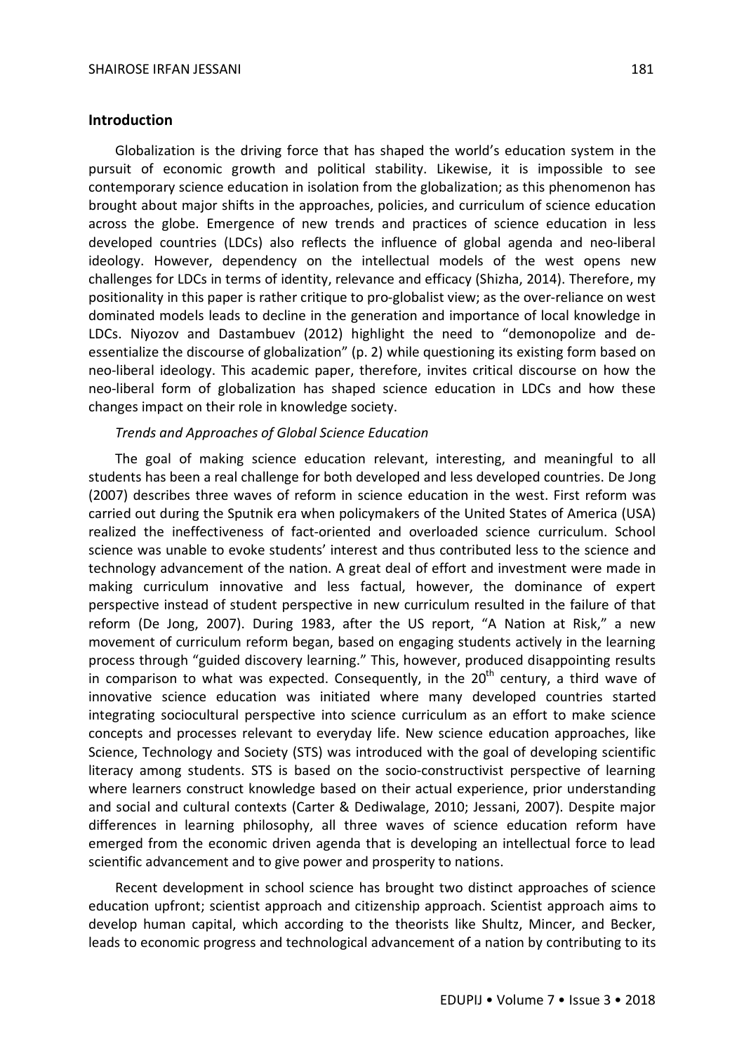## Introduction

Globalization is the driving force that has shaped the world's education system in the pursuit of economic growth and political stability. Likewise, it is impossible to see contemporary science education in isolation from the globalization; as this phenomenon has brought about major shifts in the approaches, policies, and curriculum of science education across the globe. Emergence of new trends and practices of science education in less developed countries (LDCs) also reflects the influence of global agenda and neo-liberal ideology. However, dependency on the intellectual models of the west opens new challenges for LDCs in terms of identity, relevance and efficacy (Shizha, 2014). Therefore, my positionality in this paper is rather critique to pro-globalist view; as the over-reliance on west dominated models leads to decline in the generation and importance of local knowledge in LDCs. Niyozov and Dastambuev (2012) highlight the need to "demonopolize and de-essentialize the discourse of globalization" (p. 2) while questioning its existing form based on neo-liberal ideology. This academic paper, therefore, invites critical discourse on how the neo-liberal form of globalization has shaped science education in LDCs and how these changes impact on their role in knowledge society.

### *Trends and Approaches of Global Science Education*

The goal of making science education relevant, interesting, and meaningful to all students has been a real challenge for both developed and less developed countries. De Jong (2007) describes three waves of reform in science education in the west. First reform was carried out during the Sputnik era when policymakers of the United States of America (USA) realized the ineffectiveness of fact-oriented and overloaded science curriculum. School science was unable to evoke students' interest and thus contributed less to the science and technology advancement of the nation. A great deal of effort and investment were made in making curriculum innovative and less factual, however, the dominance of expert perspective instead of student perspective in new curriculum resulted in the failure of that reform (De Jong, 2007). During 1983, after the US report, "A Nation at Risk," a new movement of curriculum reform began, based on engaging students actively in the learning process through "guided discovery learning." This, however, produced disappointing results in comparison to what was expected. Consequently, in the 20th century, a third wave of innovative science education was initiated where many developed countries started integrating sociocultural perspective into science curriculum as an effort to make science concepts and processes relevant to everyday life. New science education approaches, like Science, Technology and Society (STS) was introduced with the goal of developing scientific literacy among students. STS is based on the socio-constructivist perspective of learning where learners construct knowledge based on their actual experience, prior understanding and social and cultural contexts (Carter & Dediwalage, 2010; Jessani, 2007). Despite major differences in learning philosophy, all three waves of science education reform have emerged from the economic driven agenda that is developing an intellectual force to lead scientific advancement and to give power and prosperity to nations.

Recent development in school science has brought two distinct approaches of science education upfront; scientist approach and citizenship approach. Scientist approach aims to develop human capital, which according to the theorists like Shultz, Mincer, and Becker, leads to economic progress and technological advancement of a nation by contributing to its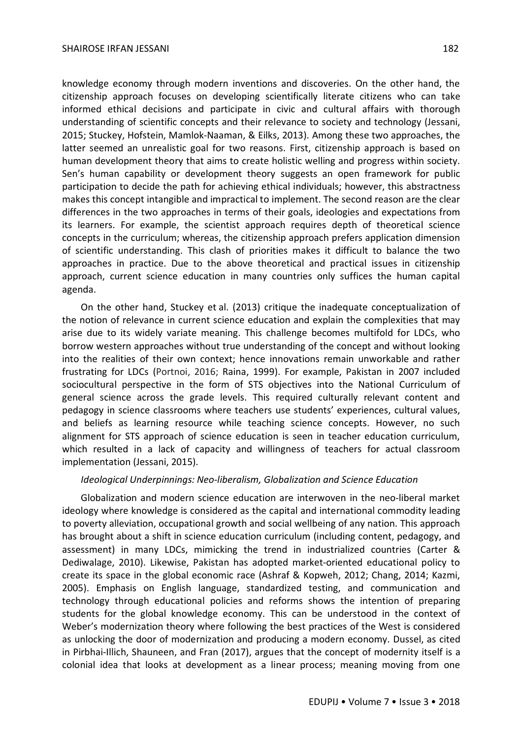knowledge economy through modern inventions and discoveries. On the other hand, the citizenship approach focuses on developing scientifically literate citizens who can take informed ethical decisions and participate in civic and cultural affairs with thorough understanding of scientific concepts and their relevance to society and technology (Jessani, 2015; Stuckey, Hofstein, Mamlok-Naaman, & Eilks, 2013). Among these two approaches, the latter seemed an unrealistic goal for two reasons. First, citizenship approach is based on human development theory that aims to create holistic welling and progress within society. Sen's human capability or development theory suggests an open framework for public participation to decide the path for achieving ethical individuals; however, this abstractness makes this concept intangible and impractical to implement. The second reason are the clear differences in the two approaches in terms of their goals, ideologies and expectations from its learners. For example, the scientist approach requires depth of theoretical science concepts in the curriculum; whereas, the citizenship approach prefers application dimension of scientific understanding. This clash of priorities makes it difficult to balance the two approaches in practice. Due to the above theoretical and practical issues in citizenship approach, current science education in many countries only suffices the human capital agenda.

On the other hand, Stuckey et al. (2013) critique the inadequate conceptualization of the notion of relevance in current science education and explain the complexities that may arise due to its widely variate meaning. This challenge becomes multifold for LDCs, who borrow western approaches without true understanding of the concept and without looking into the realities of their own context; hence innovations remain unworkable and rather frustrating for LDCs (Portnoi, 2016; Raina, 1999). For example, Pakistan in 2007 included sociocultural perspective in the form of STS objectives into the National Curriculum of general science across the grade levels. This required culturally relevant content and pedagogy in science classrooms where teachers use students' experiences, cultural values, and beliefs as learning resource while teaching science concepts. However, no such alignment for STS approach of science education is seen in teacher education curriculum, which resulted in a lack of capacity and willingness of teachers for actual classroom implementation (Jessani, 2015).

*Ideological Underpinnings: Neo-liberalism, Globalization and Science Education*

Globalization and modern science education are interwoven in the neo-liberal market ideology where knowledge is considered as the capital and international commodity leading to poverty alleviation, occupational growth and social wellbeing of any nation. This approach has brought about a shift in science education curriculum (including content, pedagogy, and assessment) in many LDCs, mimicking the trend in industrialized countries (Carter & Dediwalage, 2010). Likewise, Pakistan has adopted market-oriented educational policy to create its space in the global economic race (Ashraf & Kopweh, 2012; Chang, 2014; Kazmi, 2005). Emphasis on English language, standardized testing, and communication and technology through educational policies and reforms shows the intention of preparing students for the global knowledge economy. This can be understood in the context of Weber's modernization theory where following the best practices of the West is considered as unlocking the door of modernization and producing a modern economy. Dussel, as cited in Pirbhai-Illich, Shauneen, and Fran (2017), argues that the concept of modernity itself is a colonial idea that looks at development as a linear process; meaning moving from one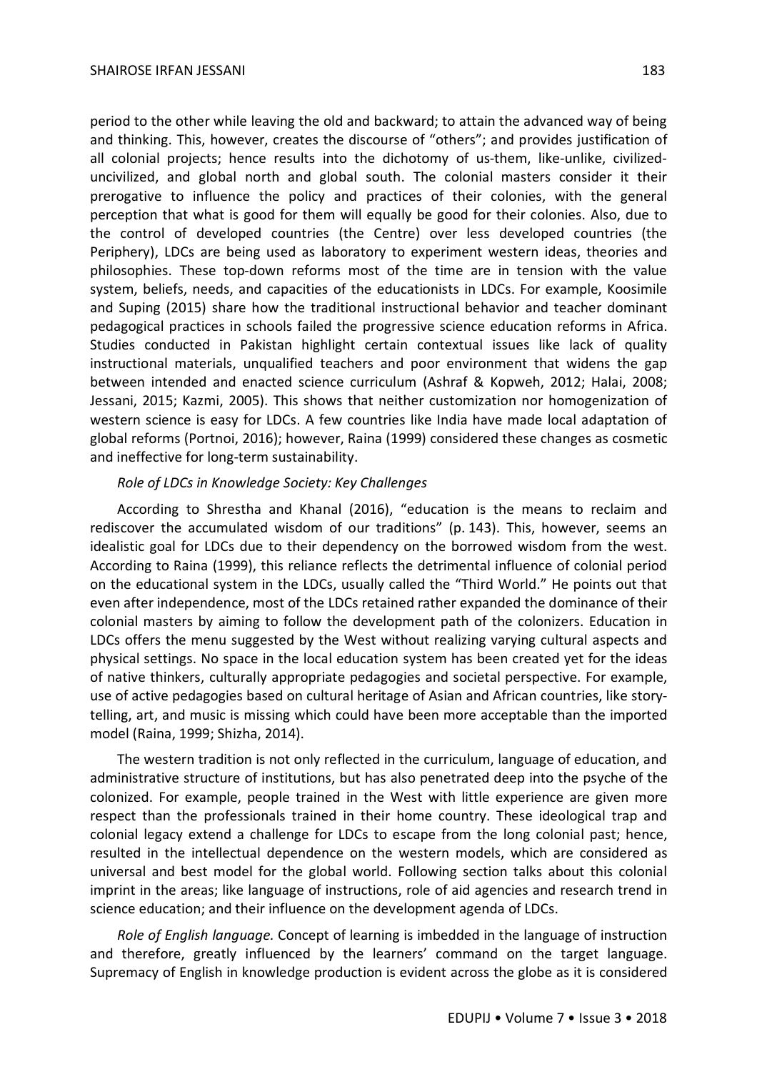period to the other while leaving the old and backward; to attain the advanced way of being and thinking. This, however, creates the discourse of "others"; and provides justification of all colonial projects; hence results into the dichotomy of us-them, like-unlike, civilized-uncivilized, and global north and global south. The colonial masters consider it their prerogative to influence the policy and practices of their colonies, with the general perception that what is good for them will equally be good for their colonies. Also, due to the control of developed countries (the Centre) over less developed countries (the Periphery), LDCs are being used as laboratory to experiment western ideas, theories and philosophies. These top-down reforms most of the time are in tension with the value system, beliefs, needs, and capacities of the educationists in LDCs. For example, Koosimile and Suping (2015) share how the traditional instructional behavior and teacher dominant pedagogical practices in schools failed the progressive science education reforms in Africa. Studies conducted in Pakistan highlight certain contextual issues like lack of quality instructional materials, unqualified teachers and poor environment that widens the gap between intended and enacted science curriculum (Ashraf & Kopweh, 2012; Halai, 2008; Jessani, 2015; Kazmi, 2005). This shows that neither customization nor homogenization of western science is easy for LDCs. A few countries like India have made local adaptation of global reforms (Portnoi, 2016); however, Raina (1999) considered these changes as cosmetic and ineffective for long-term sustainability.

*Role of LDCs in Knowledge Society: Key Challenges*

According to Shrestha and Khanal (2016), "education is the means to reclaim and rediscover the accumulated wisdom of our traditions" (p. 143). This, however, seems an idealistic goal for LDCs due to their dependency on the borrowed wisdom from the west. According to Raina (1999), this reliance reflects the detrimental influence of colonial period on the educational system in the LDCs, usually called the "Third World." He points out that even after independence, most of the LDCs retained rather expanded the dominance of their colonial masters by aiming to follow the development path of the colonizers. Education in LDCs offers the menu suggested by the West without realizing varying cultural aspects and physical settings. No space in the local education system has been created yet for the ideas of native thinkers, culturally appropriate pedagogies and societal perspective. For example, use of active pedagogies based on cultural heritage of Asian and African countries, like story-telling, art, and music is missing which could have been more acceptable than the imported model (Raina, 1999; Shizha, 2014).

The western tradition is not only reflected in the curriculum, language of education, and administrative structure of institutions, but has also penetrated deep into the psyche of the colonized. For example, people trained in the West with little experience are given more respect than the professionals trained in their home country. These ideological trap and colonial legacy extend a challenge for LDCs to escape from the long colonial past; hence, resulted in the intellectual dependence on the western models, which are considered as universal and best model for the global world. Following section talks about this colonial imprint in the areas; like language of instructions, role of aid agencies and research trend in science education; and their influence on the development agenda of LDCs.

*Role of English language.* Concept of learning is imbedded in the language of instruction and therefore, greatly influenced by the learners' command on the target language. Supremacy of English in knowledge production is evident across the globe as it is considered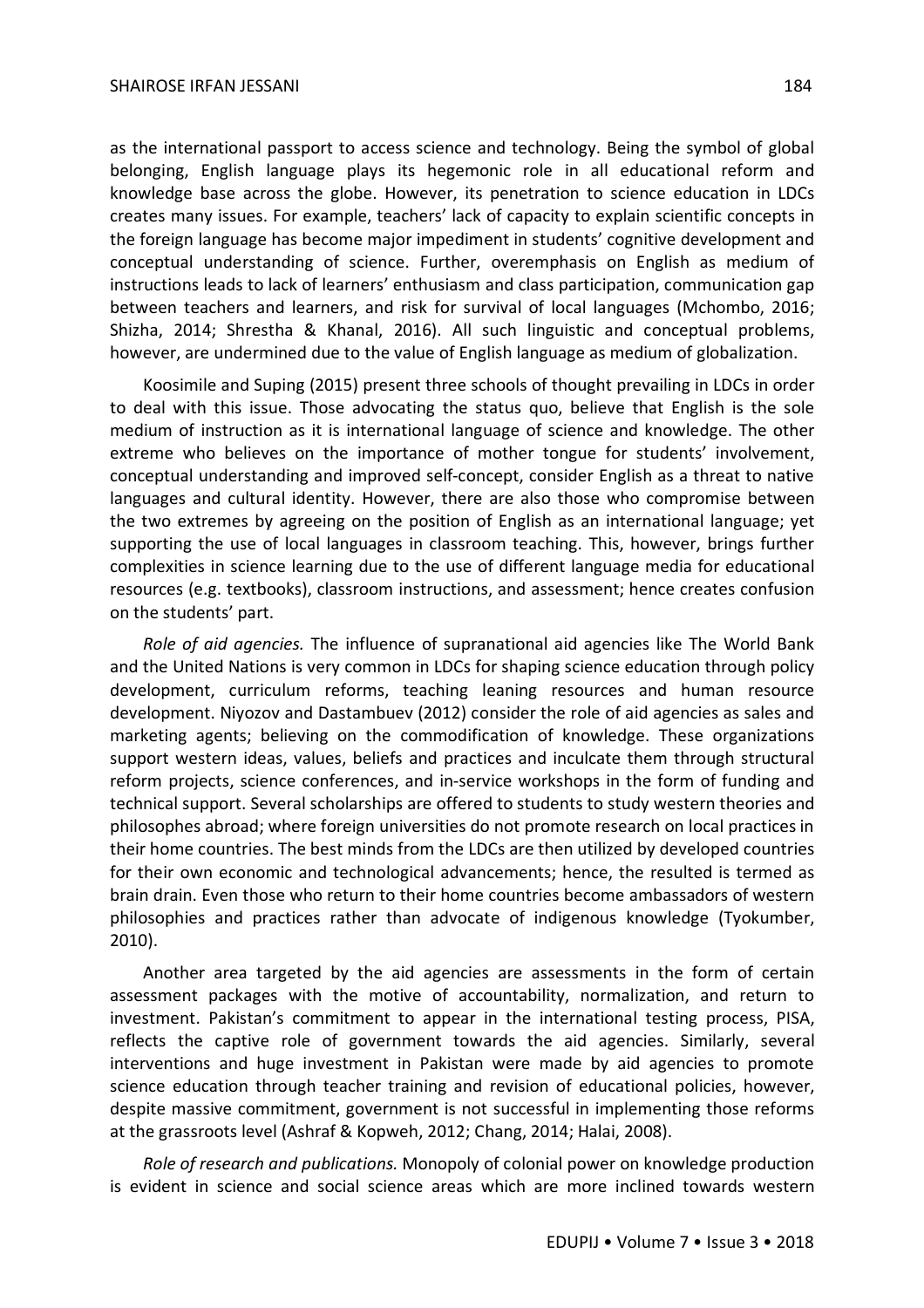as the international passport to access science and technology. Being the symbol of global belonging, English language plays its hegemonic role in all educational reform and knowledge base across the globe. However, its penetration to science education in LDCs creates many issues. For example, teachers' lack of capacity to explain scientific concepts in the foreign language has become major impediment in students' cognitive development and conceptual understanding of science. Further, overemphasis on English as medium of instructions leads to lack of learners' enthusiasm and class participation, communication gap between teachers and learners, and risk for survival of local languages (Mchombo, 2016; Shizha, 2014; Shrestha & Khanal, 2016). All such linguistic and conceptual problems, however, are undermined due to the value of English language as medium of globalization.

Koosimile and Suping (2015) present three schools of thought prevailing in LDCs in order to deal with this issue. Those advocating the status quo, believe that English is the sole medium of instruction as it is international language of science and knowledge. The other extreme who believes on the importance of mother tongue for students' involvement, conceptual understanding and improved self-concept, consider English as a threat to native languages and cultural identity. However, there are also those who compromise between the two extremes by agreeing on the position of English as an international language; yet supporting the use of local languages in classroom teaching. This, however, brings further complexities in science learning due to the use of different language media for educational resources (e.g. textbooks), classroom instructions, and assessment; hence creates confusion on the students' part.

*Role of aid agencies.* The influence of supranational aid agencies like The World Bank and the United Nations is very common in LDCs for shaping science education through policy development, curriculum reforms, teaching leaning resources and human resource development. Niyozov and Dastambuev (2012) consider the role of aid agencies as sales and marketing agents; believing on the commodification of knowledge. These organizations support western ideas, values, beliefs and practices and inculcate them through structural reform projects, science conferences, and in-service workshops in the form of funding and technical support. Several scholarships are offered to students to study western theories and philosophes abroad; where foreign universities do not promote research on local practices in their home countries. The best minds from the LDCs are then utilized by developed countries for their own economic and technological advancements; hence, the resulted is termed as brain drain. Even those who return to their home countries become ambassadors of western philosophies and practices rather than advocate of indigenous knowledge (Tyokumber, 2010).

Another area targeted by the aid agencies are assessments in the form of certain assessment packages with the motive of accountability, normalization, and return to investment. Pakistan's commitment to appear in the international testing process, PISA, reflects the captive role of government towards the aid agencies. Similarly, several interventions and huge investment in Pakistan were made by aid agencies to promote science education through teacher training and revision of educational policies, however, despite massive commitment, government is not successful in implementing those reforms at the grassroots level (Ashraf & Kopweh, 2012; Chang, 2014; Halai, 2008).

*Role of research and publications.* Monopoly of colonial power on knowledge production is evident in science and social science areas which are more inclined towards western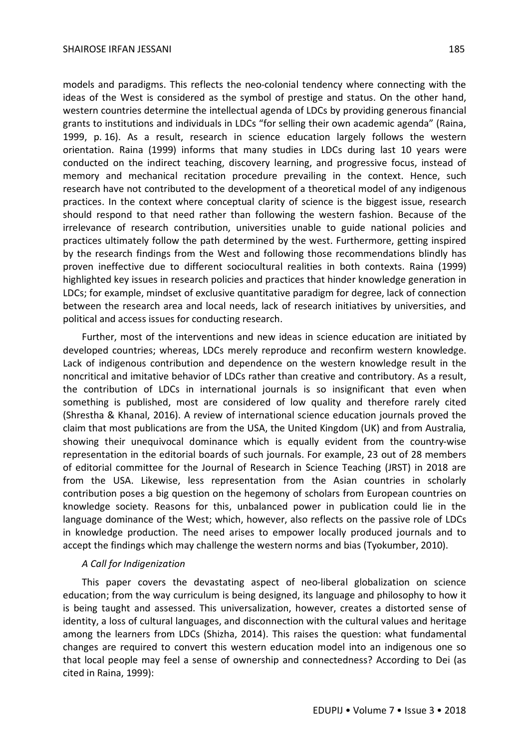models and paradigms. This reflects the neo-colonial tendency where connecting with the ideas of the West is considered as the symbol of prestige and status. On the other hand, western countries determine the intellectual agenda of LDCs by providing generous financial grants to institutions and individuals in LDCs "for selling their own academic agenda" (Raina, 1999, p. 16). As a result, research in science education largely follows the western orientation. Raina (1999) informs that many studies in LDCs during last 10 years were conducted on the indirect teaching, discovery learning, and progressive focus, instead of memory and mechanical recitation procedure prevailing in the context. Hence, such research have not contributed to the development of a theoretical model of any indigenous practices. In the context where conceptual clarity of science is the biggest issue, research should respond to that need rather than following the western fashion. Because of the irrelevance of research contribution, universities unable to guide national policies and practices ultimately follow the path determined by the west. Furthermore, getting inspired by the research findings from the West and following those recommendations blindly has proven ineffective due to different sociocultural realities in both contexts. Raina (1999) highlighted key issues in research policies and practices that hinder knowledge generation in LDCs; for example, mindset of exclusive quantitative paradigm for degree, lack of connection between the research area and local needs, lack of research initiatives by universities, and political and access issues for conducting research.

Further, most of the interventions and new ideas in science education are initiated by developed countries; whereas, LDCs merely reproduce and reconfirm western knowledge. Lack of indigenous contribution and dependence on the western knowledge result in the noncritical and imitative behavior of LDCs rather than creative and contributory. As a result, the contribution of LDCs in international journals is so insignificant that even when something is published, most are considered of low quality and therefore rarely cited (Shrestha & Khanal, 2016). A review of international science education journals proved the claim that most publications are from the USA, the United Kingdom (UK) and from Australia, showing their unequivocal dominance which is equally evident from the country-wise representation in the editorial boards of such journals. For example, 23 out of 28 members of editorial committee for the Journal of Research in Science Teaching (JRST) in 2018 are from the USA. Likewise, less representation from the Asian countries in scholarly contribution poses a big question on the hegemony of scholars from European countries on knowledge society. Reasons for this, unbalanced power in publication could lie in the language dominance of the West; which, however, also reflects on the passive role of LDCs in knowledge production. The need arises to empower locally produced journals and to accept the findings which may challenge the western norms and bias (Tyokumber, 2010).

*A Call for Indigenization*

This paper covers the devastating aspect of neo-liberal globalization on science education; from the way curriculum is being designed, its language and philosophy to how it is being taught and assessed. This universalization, however, creates a distorted sense of identity, a loss of cultural languages, and disconnection with the cultural values and heritage among the learners from LDCs (Shizha, 2014). This raises the question: what fundamental changes are required to convert this western education model into an indigenous one so that local people may feel a sense of ownership and connectedness? According to Dei (as cited in Raina, 1999):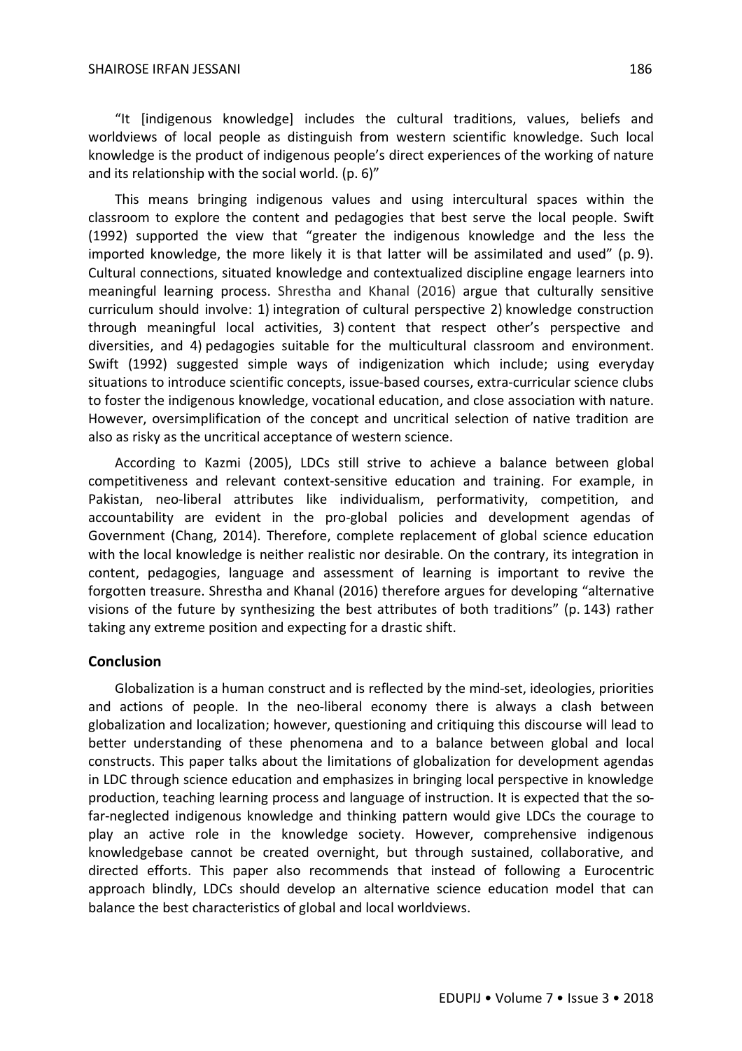"It [indigenous knowledge] includes the cultural traditions, values, beliefs and worldviews of local people as distinguish from western scientific knowledge. Such local knowledge is the product of indigenous people's direct experiences of the working of nature and its relationship with the social world. (p. 6)"

This means bringing indigenous values and using intercultural spaces within the classroom to explore the content and pedagogies that best serve the local people. Swift (1992) supported the view that "greater the indigenous knowledge and the less the imported knowledge, the more likely it is that latter will be assimilated and used" (p. 9). Cultural connections, situated knowledge and contextualized discipline engage learners into meaningful learning process. Shrestha and Khanal (2016) argue that culturally sensitive curriculum should involve: 1) integration of cultural perspective 2) knowledge construction through meaningful local activities, 3) content that respect other's perspective and diversities, and 4) pedagogies suitable for the multicultural classroom and environment. Swift (1992) suggested simple ways of indigenization which include; using everyday situations to introduce scientific concepts, issue-based courses, extra-curricular science clubs to foster the indigenous knowledge, vocational education, and close association with nature. However, oversimplification of the concept and uncritical selection of native tradition are also as risky as the uncritical acceptance of western science.

According to Kazmi (2005), LDCs still strive to achieve a balance between global competitiveness and relevant context-sensitive education and training. For example, in Pakistan, neo-liberal attributes like individualism, performativity, competition, and accountability are evident in the pro-global policies and development agendas of Government (Chang, 2014). Therefore, complete replacement of global science education with the local knowledge is neither realistic nor desirable. On the contrary, its integration in content, pedagogies, language and assessment of learning is important to revive the forgotten treasure. Shrestha and Khanal (2016) therefore argues for developing "alternative visions of the future by synthesizing the best attributes of both traditions" (p. 143) rather taking any extreme position and expecting for a drastic shift.

## Conclusion

Globalization is a human construct and is reflected by the mind-set, ideologies, priorities and actions of people. In the neo-liberal economy there is always a clash between globalization and localization; however, questioning and critiquing this discourse will lead to better understanding of these phenomena and to a balance between global and local constructs. This paper talks about the limitations of globalization for development agendas in LDC through science education and emphasizes in bringing local perspective in knowledge production, teaching learning process and language of instruction. It is expected that the so-far-neglected indigenous knowledge and thinking pattern would give LDCs the courage to play an active role in the knowledge society. However, comprehensive indigenous knowledgebase cannot be created overnight, but through sustained, collaborative, and directed efforts. This paper also recommends that instead of following a Eurocentric approach blindly, LDCs should develop an alternative science education model that can balance the best characteristics of global and local worldviews.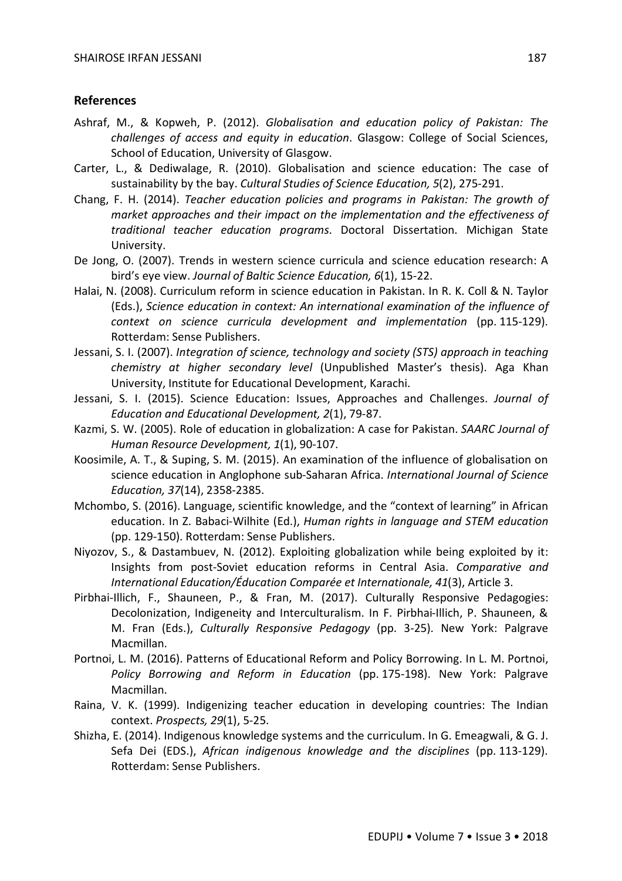## References

Ashraf, M., & Kopweh, P. (2012). *Globalisation and education policy of Pakistan: The challenges of access and equity in education*. Glasgow: College of Social Sciences, School of Education, University of Glasgow.

Carter, L., & Dediwalage, R. (2010). Globalisation and science education: The case of sustainability by the bay. *Cultural Studies of Science Education, 5*(2), 275-291.

Chang, F. H. (2014). *Teacher education policies and programs in Pakistan: The growth of market approaches and their impact on the implementation and the effectiveness of traditional teacher education programs*. Doctoral Dissertation. Michigan State University.

De Jong, O. (2007). Trends in western science curricula and science education research: A bird's eye view. *Journal of Baltic Science Education, 6*(1), 15-22.

Halai, N. (2008). Curriculum reform in science education in Pakistan. In R. K. Coll & N. Taylor (Eds.), *Science education in context: An international examination of the influence of context on science curricula development and implementation* (pp. 115-129). Rotterdam: Sense Publishers.

Jessani, S. I. (2007). *Integration of science, technology and society (STS) approach in teaching chemistry at higher secondary level* (Unpublished Master's thesis). Aga Khan University, Institute for Educational Development, Karachi.

Jessani, S. I. (2015). Science Education: Issues, Approaches and Challenges. *Journal of Education and Educational Development, 2*(1), 79-87.

Kazmi, S. W. (2005). Role of education in globalization: A case for Pakistan. *SAARC Journal of Human Resource Development, 1*(1), 90-107.

Koosimile, A. T., & Suping, S. M. (2015). An examination of the influence of globalisation on science education in Anglophone sub-Saharan Africa. *International Journal of Science Education, 37*(14), 2358-2385.

Mchombo, S. (2016). Language, scientific knowledge, and the "context of learning" in African education. In Z. Babaci-Wilhite (Ed.), *Human rights in language and STEM education* (pp. 129-150). Rotterdam: Sense Publishers.

Niyozov, S., & Dastambuev, N. (2012). Exploiting globalization while being exploited by it: Insights from post-Soviet education reforms in Central Asia. *Comparative and International Education/Éducation Comparée et Internationale, 41*(3), Article 3.

Pirbhai-Illich, F., Shauneen, P., & Fran, M. (2017). Culturally Responsive Pedagogies: Decolonization, Indigeneity and Interculturalism. In F. Pirbhai-Illich, P. Shauneen, & M. Fran (Eds.), *Culturally Responsive Pedagogy* (pp. 3-25). New York: Palgrave Macmillan.

Portnoi, L. M. (2016). Patterns of Educational Reform and Policy Borrowing. In L. M. Portnoi, *Policy Borrowing and Reform in Education* (pp. 175-198). New York: Palgrave Macmillan.

Raina, V. K. (1999). Indigenizing teacher education in developing countries: The Indian context. *Prospects, 29*(1), 5-25.

Shizha, E. (2014). Indigenous knowledge systems and the curriculum. In G. Emeagwali, & G. J. Sefa Dei (EDS.), *African indigenous knowledge and the disciplines* (pp. 113-129). Rotterdam: Sense Publishers.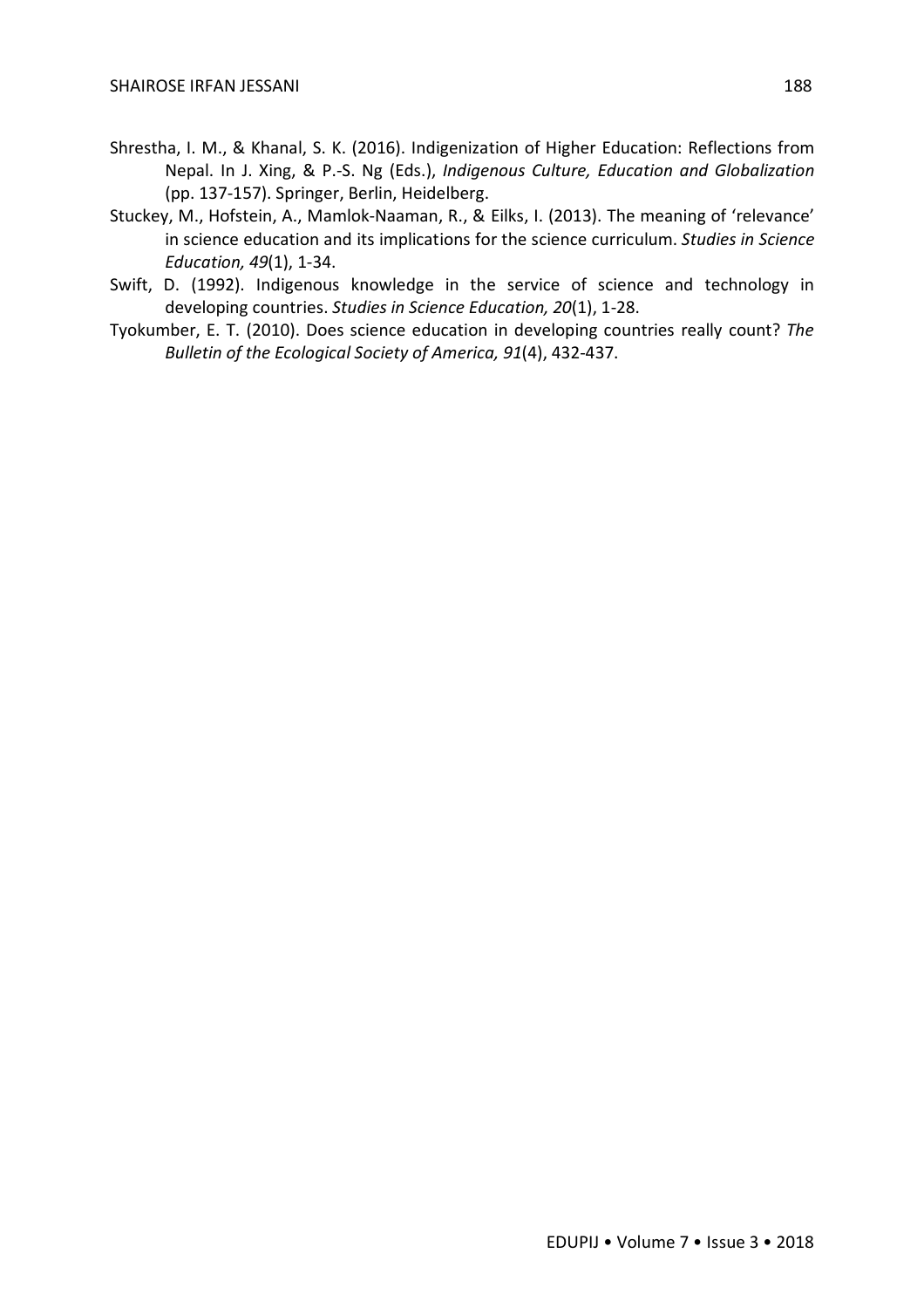Shrestha, I. M., & Khanal, S. K. (2016). Indigenization of Higher Education: Reflections from Nepal. In J. Xing, & P.-S. Ng (Eds.), *Indigenous Culture, Education and Globalization* (pp. 137-157). Springer, Berlin, Heidelberg.

Stuckey, M., Hofstein, A., Mamlok-Naaman, R., & Eilks, I. (2013). The meaning of 'relevance' in science education and its implications for the science curriculum. *Studies in Science Education, 49*(1), 1-34.

Swift, D. (1992). Indigenous knowledge in the service of science and technology in developing countries. *Studies in Science Education, 20*(1), 1-28.

Tyokumber, E. T. (2010). Does science education in developing countries really count? *The Bulletin of the Ecological Society of America, 91*(4), 432-437.